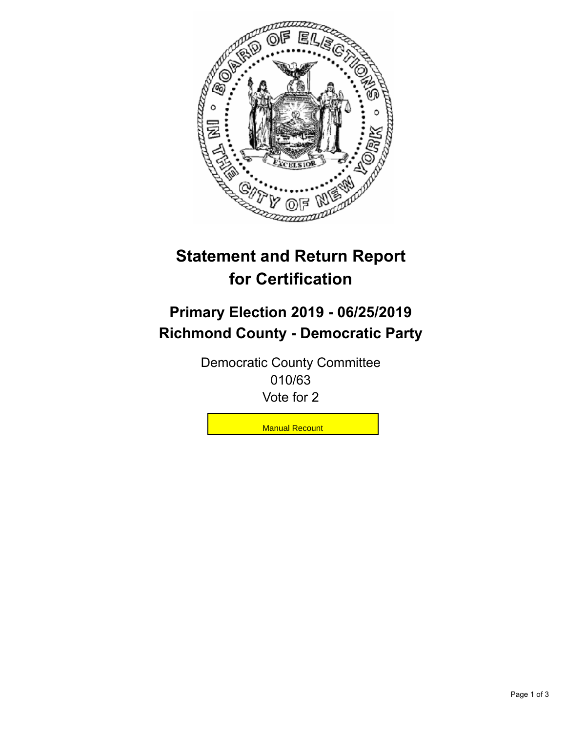# Statement and Return Report for Certification

## Primary Election 2019 - 06/25/2019
## Richmond County - Democratic Party

Democratic County Committee
010/63
Vote for 2

Manual Recount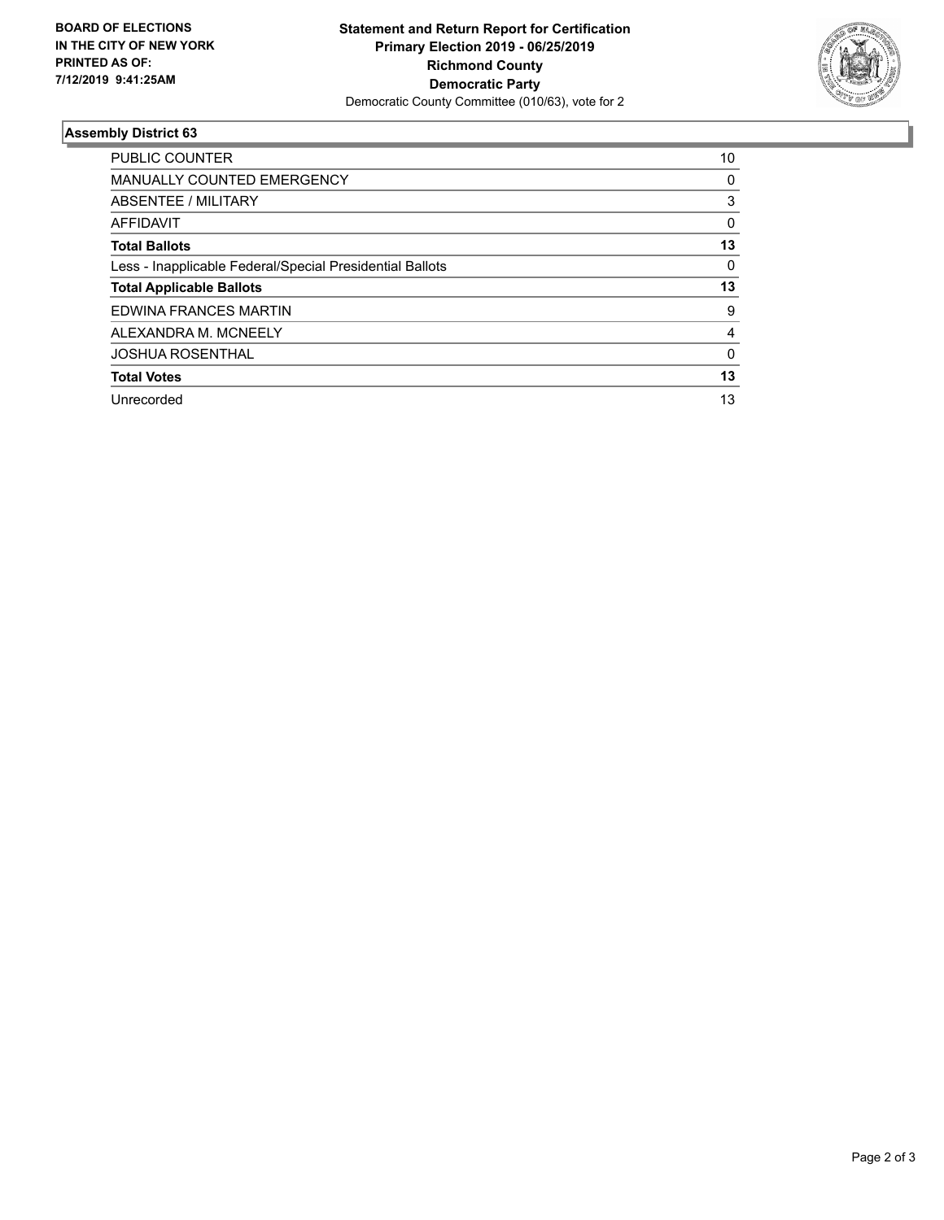**BOARD OF ELECTIONS IN THE CITY OF NEW YORK PRINTED AS OF: 7/12/2019 9:41:25AM**

**Statement and Return Report for Certification**
**Primary Election 2019 - 06/25/2019**
**Richmond County**
**Democratic Party**
Democratic County Committee (010/63), vote for 2

### Assembly District 63

| | |
|---|---|
| PUBLIC COUNTER | 10 |
| MANUALLY COUNTED EMERGENCY | 0 |
| ABSENTEE / MILITARY | 3 |
| AFFIDAVIT | 0 |
| **Total Ballots** | **13** |
| Less - Inapplicable Federal/Special Presidential Ballots | 0 |
| **Total Applicable Ballots** | **13** |
| EDWINA FRANCES MARTIN | 9 |
| ALEXANDRA M. MCNEELY | 4 |
| JOSHUA ROSENTHAL | 0 |
| **Total Votes** | **13** |
| Unrecorded | 13 |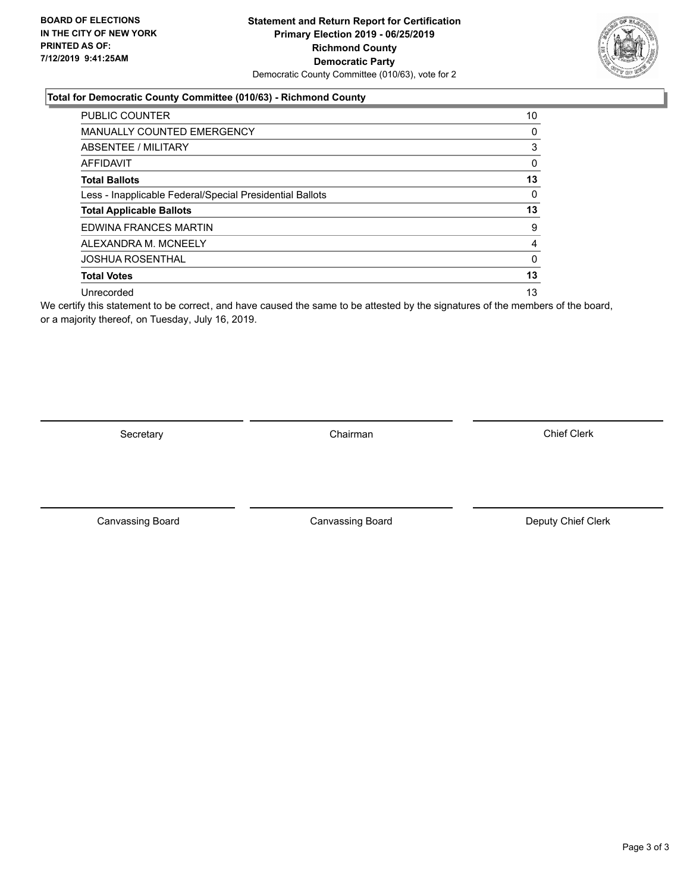**BOARD OF ELECTIONS IN THE CITY OF NEW YORK PRINTED AS OF: 7/12/2019 9:41:25AM**

**Statement and Return Report for Certification**
**Primary Election 2019 - 06/25/2019**
**Richmond County**
**Democratic Party**
Democratic County Committee (010/63), vote for 2

**Total for Democratic County Committee (010/63) - Richmond County**

| | |
|---|---|
| PUBLIC COUNTER | 10 |
| MANUALLY COUNTED EMERGENCY | 0 |
| ABSENTEE / MILITARY | 3 |
| AFFIDAVIT | 0 |
| **Total Ballots** | **13** |
| Less - Inapplicable Federal/Special Presidential Ballots | 0 |
| **Total Applicable Ballots** | **13** |
| EDWINA FRANCES MARTIN | 9 |
| ALEXANDRA M. MCNEELY | 4 |
| JOSHUA ROSENTHAL | 0 |
| **Total Votes** | **13** |
| Unrecorded | 13 |

We certify this statement to be correct, and have caused the same to be attested by the signatures of the members of the board, or a majority thereof, on Tuesday, July 16, 2019.

Secretary

Chairman

Chief Clerk

Canvassing Board

Canvassing Board

Deputy Chief Clerk